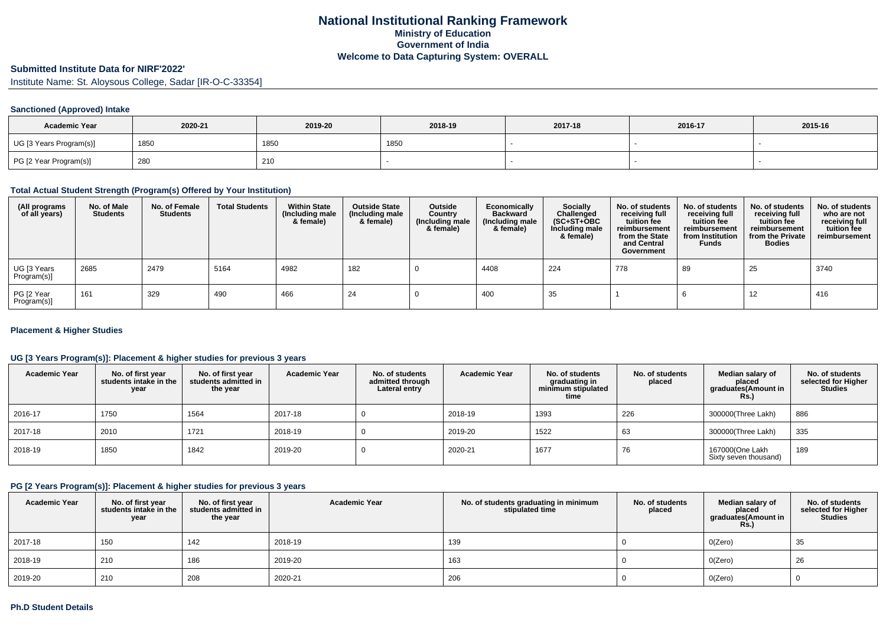# National Institutional Ranking Framework
## Ministry of Education
## Government of India
## Welcome to Data Capturing System: OVERALL

**Submitted Institute Data for NIRF'2022'**

Institute Name: St. Aloysous College, Sadar [IR-O-C-33354]

### Sanctioned (Approved) Intake

| Academic Year | 2020-21 | 2019-20 | 2018-19 | 2017-18 | 2016-17 | 2015-16 |
|---|---|---|---|---|---|---|
| UG [3 Years Program(s)] | 1850 | 1850 | 1850 | - | - | - |
| PG [2 Year Program(s)] | 280 | 210 | - | - | - | - |

### Total Actual Student Strength (Program(s) Offered by Your Institution)

| (All programs of all years) | No. of Male Students | No. of Female Students | Total Students | Within State (Including male & female) | Outside State (Including male & female) | Outside Country (Including male & female) | Economically Backward (Including male & female) | Socially Challenged (SC+ST+OBC Including male & female) | No. of students receiving full tuition fee reimbursement from the State and Central Government | No. of students receiving full tuition fee reimbursement from Institution Funds | No. of students receiving full tuition fee reimbursement from the Private Bodies | No. of students who are not receiving full tuition fee reimbursement |
|---|---|---|---|---|---|---|---|---|---|---|---|---|
| UG [3 Years Program(s)] | 2685 | 2479 | 5164 | 4982 | 182 | 0 | 4408 | 224 | 778 | 89 | 25 | 3740 |
| PG [2 Year Program(s)] | 161 | 329 | 490 | 466 | 24 | 0 | 400 | 35 | 1 | 6 | 12 | 416 |

### Placement & Higher Studies

### UG [3 Years Program(s)]: Placement & higher studies for previous 3 years

| Academic Year | No. of first year students intake in the year | No. of first year students admitted in the year | Academic Year | No. of students admitted through Lateral entry | Academic Year | No. of students graduating in minimum stipulated time | No. of students placed | Median salary of placed graduates(Amount in Rs.) | No. of students selected for Higher Studies |
|---|---|---|---|---|---|---|---|---|---|
| 2016-17 | 1750 | 1564 | 2017-18 | 0 | 2018-19 | 1393 | 226 | 300000(Three Lakh) | 886 |
| 2017-18 | 2010 | 1721 | 2018-19 | 0 | 2019-20 | 1522 | 63 | 300000(Three Lakh) | 335 |
| 2018-19 | 1850 | 1842 | 2019-20 | 0 | 2020-21 | 1677 | 76 | 167000(One Lakh Sixty seven thousand) | 189 |

### PG [2 Years Program(s)]: Placement & higher studies for previous 3 years

| Academic Year | No. of first year students intake in the year | No. of first year students admitted in the year | Academic Year | No. of students graduating in minimum stipulated time | No. of students placed | Median salary of placed graduates(Amount in Rs.) | No. of students selected for Higher Studies |
|---|---|---|---|---|---|---|---|
| 2017-18 | 150 | 142 | 2018-19 | 139 | 0 | 0(Zero) | 35 |
| 2018-19 | 210 | 186 | 2019-20 | 163 | 0 | 0(Zero) | 26 |
| 2019-20 | 210 | 208 | 2020-21 | 206 | 0 | 0(Zero) | 0 |

### Ph.D Student Details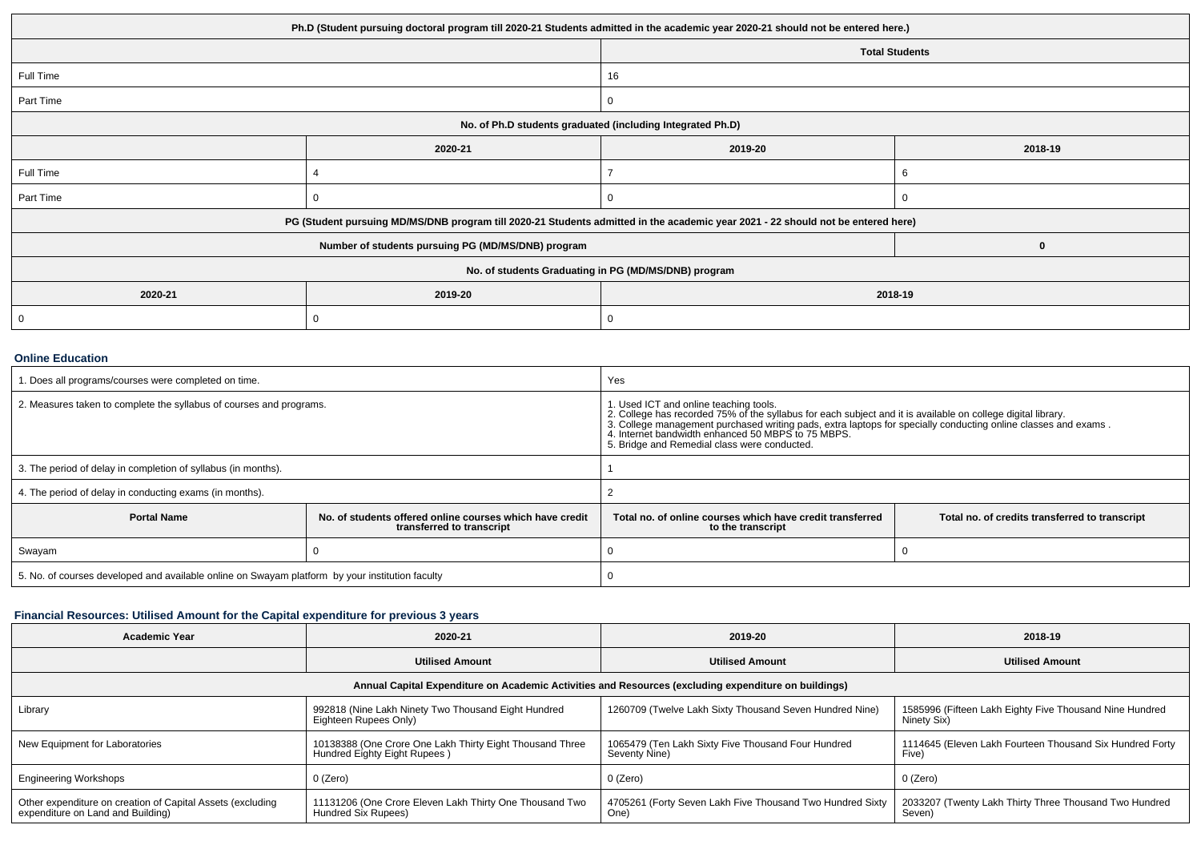| Ph.D (Student pursuing doctoral program till 2020-21 Students admitted in the academic year 2020-21 should not be entered here.) | |
|---|---|
| | Total Students |
| Full Time | 16 |
| Part Time | 0 |

| No. of Ph.D students graduated (including Integrated Ph.D) | | | |
|---|---|---|---|
| | 2020-21 | 2019-20 | 2018-19 |
| Full Time | 4 | 7 | 6 |
| Part Time | 0 | 0 | 0 |

| PG (Student pursuing MD/MS/DNB program till 2020-21 Students admitted in the academic year 2021 - 22 should not be entered here) | |
|---|---|
| Number of students pursuing PG (MD/MS/DNB) program | 0 |

| No. of students Graduating in PG (MD/MS/DNB) program | | |
|---|---|---|
| 2020-21 | 2019-20 | 2018-19 |
| 0 | 0 | 0 |

### Online Education

| Question | Response | | |
|---|---|---|---|
| 1. Does all programs/courses were completed on time. | Yes | | |
| 2. Measures taken to complete the syllabus of courses and programs. | 1. Used ICT and online teaching tools.<br>2. College has recorded 75% of the syllabus for each subject and it is available on college digital library.<br>3. College management purchased writing pads, extra laptops for specially conducting online classes and exams .<br>4. Internet bandwidth enhanced 50 MBPS to 75 MBPS.<br>5. Bridge and Remedial class were conducted. | | |
| 3. The period of delay in completion of syllabus (in months). | 1 | | |
| 4. The period of delay in conducting exams (in months). | 2 | | |
| Portal Name | No. of students offered online courses which have credit transferred to transcript | Total no. of online courses which have credit transferred to the transcript | Total no. of credits transferred to transcript |
| Swayam | 0 | 0 | 0 |
| 5. No. of courses developed and available online on Swayam platform by your institution faculty | 0 | | |

### Financial Resources: Utilised Amount for the Capital expenditure for previous 3 years

| Academic Year | 2020-21 | 2019-20 | 2018-19 |
|---|---|---|---|
| | Utilised Amount | Utilised Amount | Utilised Amount |
| Annual Capital Expenditure on Academic Activities and Resources (excluding expenditure on buildings) | | | |
| Library | 992818 (Nine Lakh Ninety Two Thousand Eight Hundred Eighteen Rupees Only) | 1260709 (Twelve Lakh Sixty Thousand Seven Hundred Nine) | 1585996 (Fifteen Lakh Eighty Five Thousand Nine Hundred Ninety Six) |
| New Equipment for Laboratories | 10138388 (One Crore One Lakh Thirty Eight Thousand Three Hundred Eighty Eight Rupees ) | 1065479 (Ten Lakh Sixty Five Thousand Four Hundred Seventy Nine) | 1114645 (Eleven Lakh Fourteen Thousand Six Hundred Forty Five) |
| Engineering Workshops | 0 (Zero) | 0 (Zero) | 0 (Zero) |
| Other expenditure on creation of Capital Assets (excluding expenditure on Land and Building) | 11131206 (One Crore Eleven Lakh Thirty One Thousand Two Hundred Six Rupees) | 4705261 (Forty Seven Lakh Five Thousand Two Hundred Sixty One) | 2033207 (Twenty Lakh Thirty Three Thousand Two Hundred Seven) |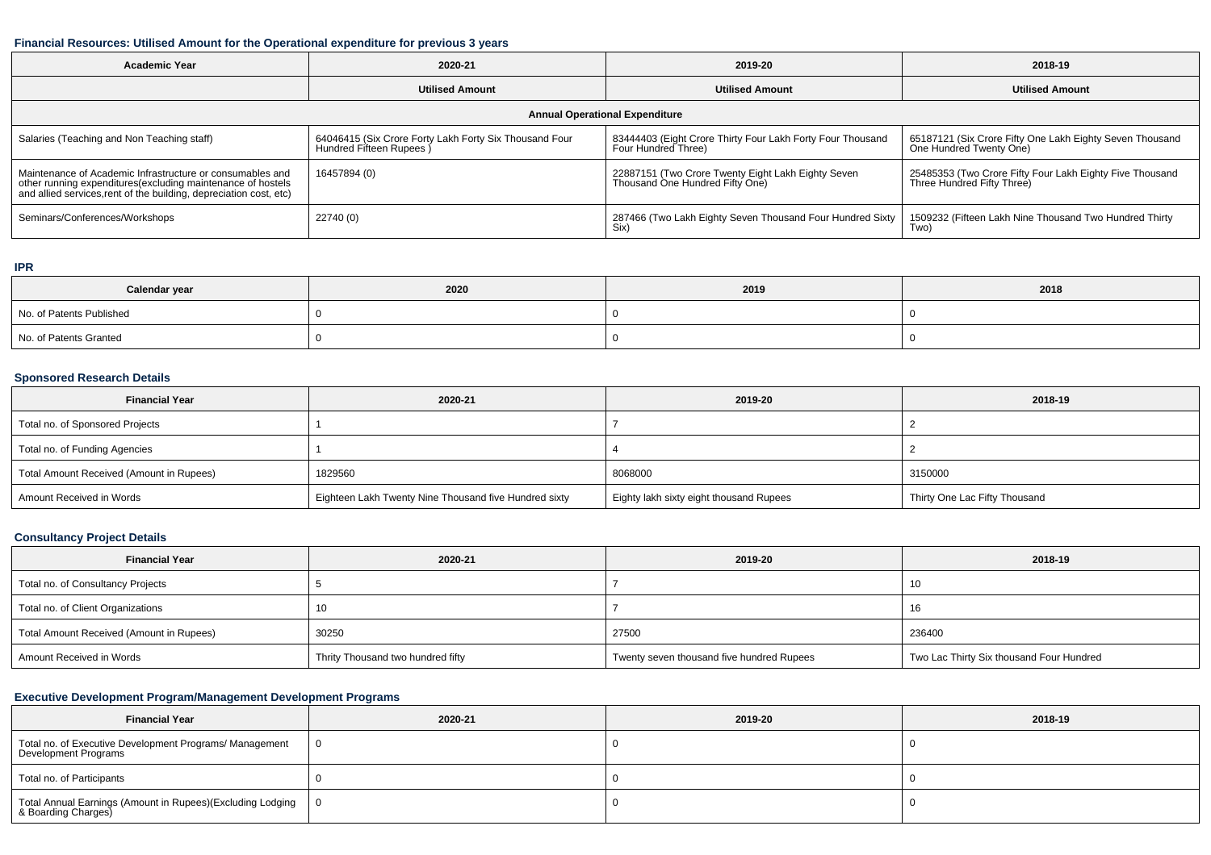### Financial Resources: Utilised Amount for the Operational expenditure for previous 3 years

| Academic Year | 2020-21 | 2019-20 | 2018-19 |
|---|---|---|---|
| | Utilised Amount | Utilised Amount | Utilised Amount |
| Annual Operational Expenditure | | | |
| Salaries (Teaching and Non Teaching staff) | 64046415 (Six Crore Forty Lakh Forty Six Thousand Four Hundred Fifteen Rupees ) | 83444403 (Eight Crore Thirty Four Lakh Forty Four Thousand Four Hundred Three) | 65187121 (Six Crore Fifty One Lakh Eighty Seven Thousand One Hundred Twenty One) |
| Maintenance of Academic Infrastructure or consumables and other running expenditures(excluding maintenance of hostels and allied services,rent of the building, depreciation cost, etc) | 16457894 (0) | 22887151 (Two Crore Twenty Eight Lakh Eighty Seven Thousand One Hundred Fifty One) | 25485353 (Two Crore Fifty Four Lakh Eighty Five Thousand Three Hundred Fifty Three) |
| Seminars/Conferences/Workshops | 22740 (0) | 287466 (Two Lakh Eighty Seven Thousand Four Hundred Sixty Six) | 1509232 (Fifteen Lakh Nine Thousand Two Hundred Thirty Two) |

### IPR

| Calendar year | 2020 | 2019 | 2018 |
|---|---|---|---|
| No. of Patents Published | 0 | 0 | 0 |
| No. of Patents Granted | 0 | 0 | 0 |

### Sponsored Research Details

| Financial Year | 2020-21 | 2019-20 | 2018-19 |
|---|---|---|---|
| Total no. of Sponsored Projects | 1 | 7 | 2 |
| Total no. of Funding Agencies | 1 | 4 | 2 |
| Total Amount Received (Amount in Rupees) | 1829560 | 8068000 | 3150000 |
| Amount Received in Words | Eighteen Lakh Twenty Nine Thousand five Hundred sixty | Eighty lakh sixty eight thousand Rupees | Thirty One Lac Fifty Thousand |

### Consultancy Project Details

| Financial Year | 2020-21 | 2019-20 | 2018-19 |
|---|---|---|---|
| Total no. of Consultancy Projects | 5 | 7 | 10 |
| Total no. of Client Organizations | 10 | 7 | 16 |
| Total Amount Received (Amount in Rupees) | 30250 | 27500 | 236400 |
| Amount Received in Words | Thrity Thousand two hundred fifty | Twenty seven thousand five hundred Rupees | Two Lac Thirty Six thousand Four Hundred |

### Executive Development Program/Management Development Programs

| Financial Year | 2020-21 | 2019-20 | 2018-19 |
|---|---|---|---|
| Total no. of Executive Development Programs/ Management Development Programs | 0 | 0 | 0 |
| Total no. of Participants | 0 | 0 | 0 |
| Total Annual Earnings (Amount in Rupees)(Excluding Lodging & Boarding Charges) | 0 | 0 | 0 |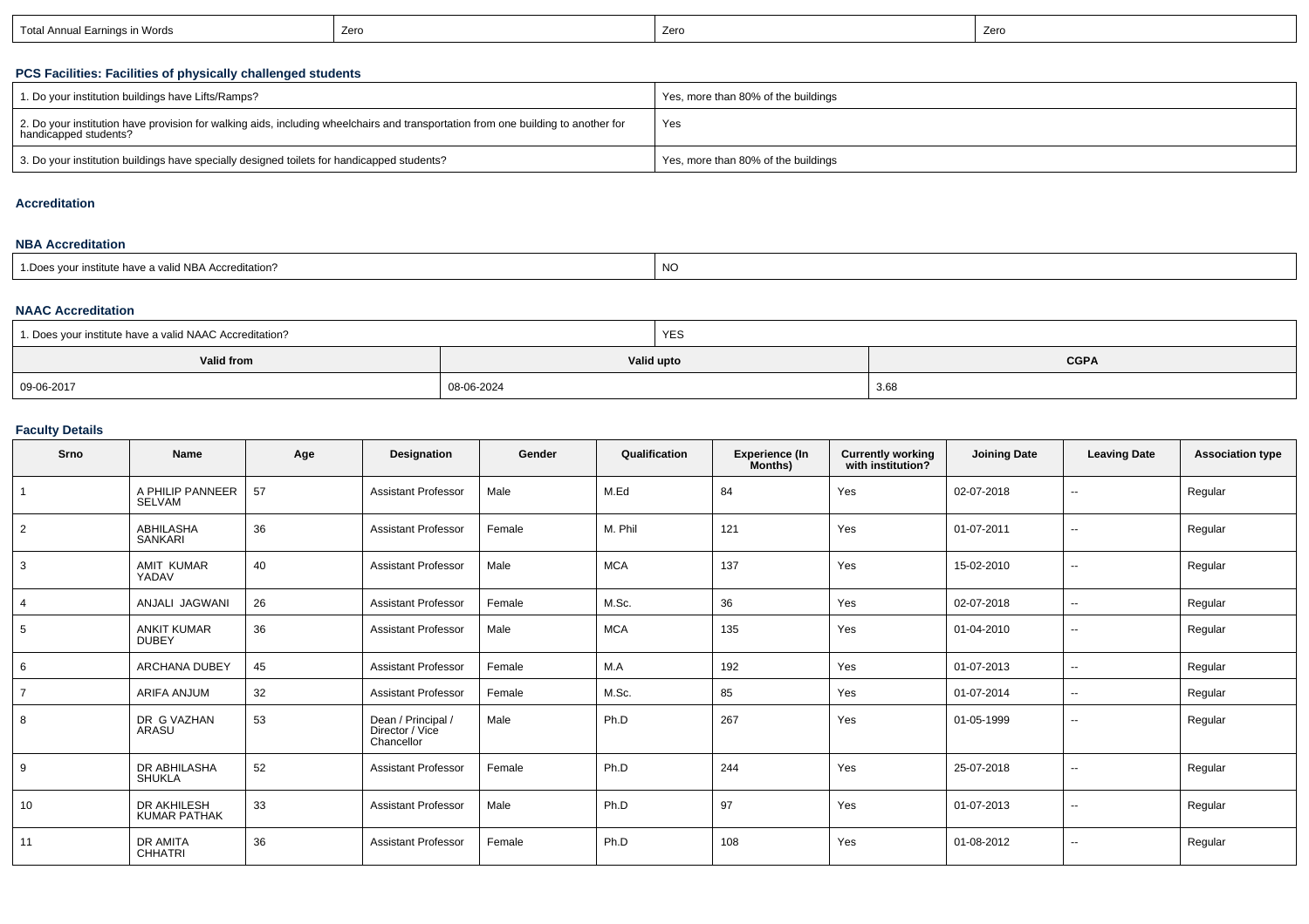| Total Annual Earnings in Words | Zero | Zero | Zero |
|---|---|---|---|

### PCS Facilities: Facilities of physically challenged students

| 1. Do your institution buildings have Lifts/Ramps? | Yes, more than 80% of the buildings |
|---|---|
| 2. Do your institution have provision for walking aids, including wheelchairs and transportation from one building to another for handicapped students? | Yes |
| 3. Do your institution buildings have specially designed toilets for handicapped students? | Yes, more than 80% of the buildings |

### Accreditation

### NBA Accreditation

| 1.Does your institute have a valid NBA Accreditation? | NO |
|---|---|

### NAAC Accreditation

| 1. Does your institute have a valid NAAC Accreditation? | YES | |
|---|---|---|
| **Valid from** | **Valid upto** | **CGPA** |
| 09-06-2017 | 08-06-2024 | 3.68 |

### Faculty Details

| Srno | Name | Age | Designation | Gender | Qualification | Experience (In Months) | Currently working with institution? | Joining Date | Leaving Date | Association type |
|---|---|---|---|---|---|---|---|---|---|---|
| 1 | A PHILIP PANNEER SELVAM | 57 | Assistant Professor | Male | M.Ed | 84 | Yes | 02-07-2018 | -- | Regular |
| 2 | ABHILASHA SANKARI | 36 | Assistant Professor | Female | M. Phil | 121 | Yes | 01-07-2011 | -- | Regular |
| 3 | AMIT KUMAR YADAV | 40 | Assistant Professor | Male | MCA | 137 | Yes | 15-02-2010 | -- | Regular |
| 4 | ANJALI JAGWANI | 26 | Assistant Professor | Female | M.Sc. | 36 | Yes | 02-07-2018 | -- | Regular |
| 5 | ANKIT KUMAR DUBEY | 36 | Assistant Professor | Male | MCA | 135 | Yes | 01-04-2010 | -- | Regular |
| 6 | ARCHANA DUBEY | 45 | Assistant Professor | Female | M.A | 192 | Yes | 01-07-2013 | -- | Regular |
| 7 | ARIFA ANJUM | 32 | Assistant Professor | Female | M.Sc. | 85 | Yes | 01-07-2014 | -- | Regular |
| 8 | DR G VAZHAN ARASU | 53 | Dean / Principal / Director / Vice Chancellor | Male | Ph.D | 267 | Yes | 01-05-1999 | -- | Regular |
| 9 | DR ABHILASHA SHUKLA | 52 | Assistant Professor | Female | Ph.D | 244 | Yes | 25-07-2018 | -- | Regular |
| 10 | DR AKHILESH KUMAR PATHAK | 33 | Assistant Professor | Male | Ph.D | 97 | Yes | 01-07-2013 | -- | Regular |
| 11 | DR AMITA CHHATRI | 36 | Assistant Professor | Female | Ph.D | 108 | Yes | 01-08-2012 | -- | Regular |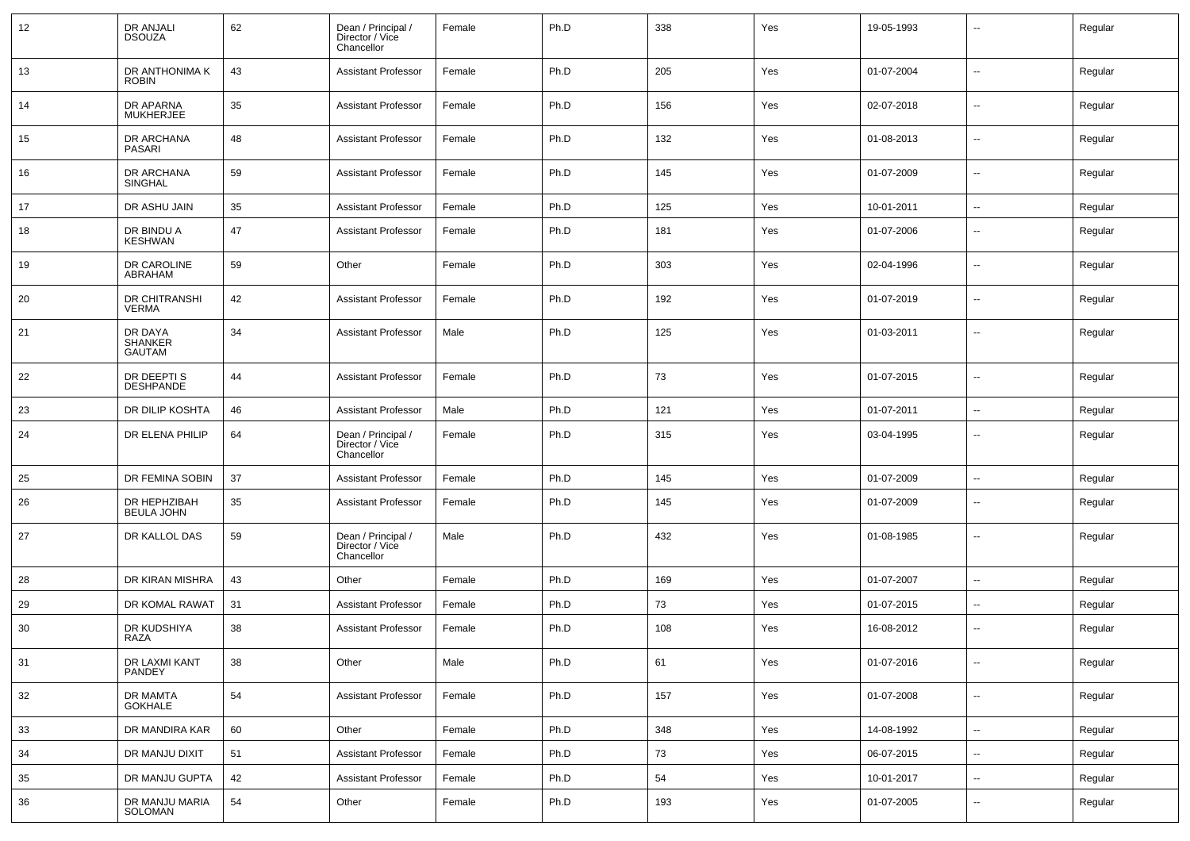| 12 | DR ANJALI DSOUZA | 62 | Dean / Principal / Director / Vice Chancellor | Female | Ph.D | 338 | Yes | 19-05-1993 | -- | Regular |
|---|---|---|---|---|---|---|---|---|---|---|
| 13 | DR ANTHONIMA K ROBIN | 43 | Assistant Professor | Female | Ph.D | 205 | Yes | 01-07-2004 | -- | Regular |
| 14 | DR APARNA MUKHERJEE | 35 | Assistant Professor | Female | Ph.D | 156 | Yes | 02-07-2018 | -- | Regular |
| 15 | DR ARCHANA PASARI | 48 | Assistant Professor | Female | Ph.D | 132 | Yes | 01-08-2013 | -- | Regular |
| 16 | DR ARCHANA SINGHAL | 59 | Assistant Professor | Female | Ph.D | 145 | Yes | 01-07-2009 | -- | Regular |
| 17 | DR ASHU JAIN | 35 | Assistant Professor | Female | Ph.D | 125 | Yes | 10-01-2011 | -- | Regular |
| 18 | DR BINDU A KESHWAN | 47 | Assistant Professor | Female | Ph.D | 181 | Yes | 01-07-2006 | -- | Regular |
| 19 | DR CAROLINE ABRAHAM | 59 | Other | Female | Ph.D | 303 | Yes | 02-04-1996 | -- | Regular |
| 20 | DR CHITRANSHI VERMA | 42 | Assistant Professor | Female | Ph.D | 192 | Yes | 01-07-2019 | -- | Regular |
| 21 | DR DAYA SHANKER GAUTAM | 34 | Assistant Professor | Male | Ph.D | 125 | Yes | 01-03-2011 | -- | Regular |
| 22 | DR DEEPTI S DESHPANDE | 44 | Assistant Professor | Female | Ph.D | 73 | Yes | 01-07-2015 | -- | Regular |
| 23 | DR DILIP KOSHTA | 46 | Assistant Professor | Male | Ph.D | 121 | Yes | 01-07-2011 | -- | Regular |
| 24 | DR ELENA PHILIP | 64 | Dean / Principal / Director / Vice Chancellor | Female | Ph.D | 315 | Yes | 03-04-1995 | -- | Regular |
| 25 | DR FEMINA SOBIN | 37 | Assistant Professor | Female | Ph.D | 145 | Yes | 01-07-2009 | -- | Regular |
| 26 | DR HEPHZIBAH BEULA JOHN | 35 | Assistant Professor | Female | Ph.D | 145 | Yes | 01-07-2009 | -- | Regular |
| 27 | DR KALLOL DAS | 59 | Dean / Principal / Director / Vice Chancellor | Male | Ph.D | 432 | Yes | 01-08-1985 | -- | Regular |
| 28 | DR KIRAN MISHRA | 43 | Other | Female | Ph.D | 169 | Yes | 01-07-2007 | -- | Regular |
| 29 | DR KOMAL RAWAT | 31 | Assistant Professor | Female | Ph.D | 73 | Yes | 01-07-2015 | -- | Regular |
| 30 | DR KUDSHIYA RAZA | 38 | Assistant Professor | Female | Ph.D | 108 | Yes | 16-08-2012 | -- | Regular |
| 31 | DR LAXMI KANT PANDEY | 38 | Other | Male | Ph.D | 61 | Yes | 01-07-2016 | -- | Regular |
| 32 | DR MAMTA GOKHALE | 54 | Assistant Professor | Female | Ph.D | 157 | Yes | 01-07-2008 | -- | Regular |
| 33 | DR MANDIRA KAR | 60 | Other | Female | Ph.D | 348 | Yes | 14-08-1992 | -- | Regular |
| 34 | DR MANJU DIXIT | 51 | Assistant Professor | Female | Ph.D | 73 | Yes | 06-07-2015 | -- | Regular |
| 35 | DR MANJU GUPTA | 42 | Assistant Professor | Female | Ph.D | 54 | Yes | 10-01-2017 | -- | Regular |
| 36 | DR MANJU MARIA SOLOMAN | 54 | Other | Female | Ph.D | 193 | Yes | 01-07-2005 | -- | Regular |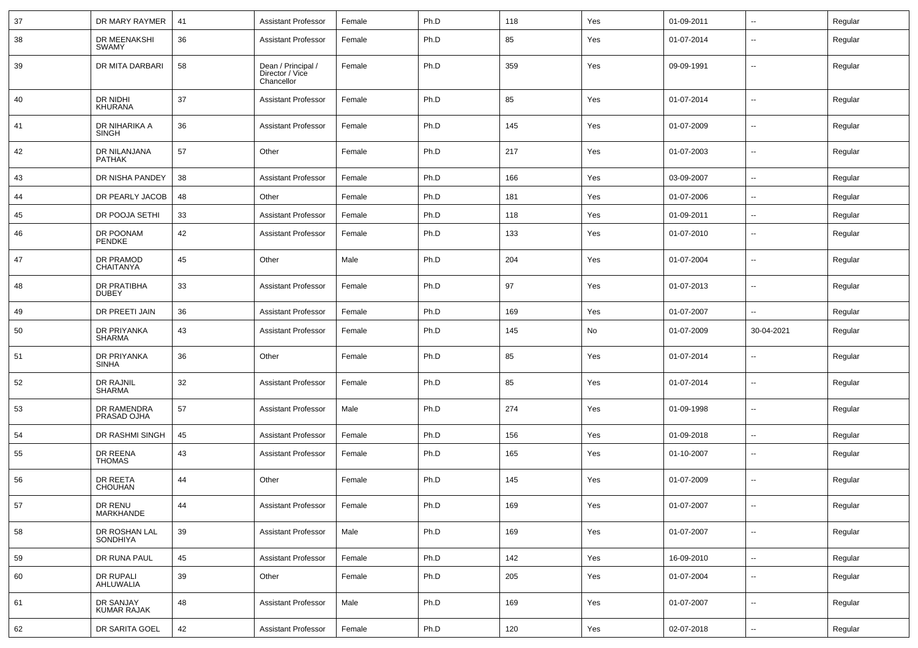| 37 | DR MARY RAYMER | 41 | Assistant Professor | Female | Ph.D | 118 | Yes | 01-09-2011 | -- | Regular |
|---|---|---|---|---|---|---|---|---|---|---|
| 38 | DR MEENAKSHI SWAMY | 36 | Assistant Professor | Female | Ph.D | 85 | Yes | 01-07-2014 | -- | Regular |
| 39 | DR MITA DARBARI | 58 | Dean / Principal / Director / Vice Chancellor | Female | Ph.D | 359 | Yes | 09-09-1991 | -- | Regular |
| 40 | DR NIDHI KHURANA | 37 | Assistant Professor | Female | Ph.D | 85 | Yes | 01-07-2014 | -- | Regular |
| 41 | DR NIHARIKA A SINGH | 36 | Assistant Professor | Female | Ph.D | 145 | Yes | 01-07-2009 | -- | Regular |
| 42 | DR NILANJANA PATHAK | 57 | Other | Female | Ph.D | 217 | Yes | 01-07-2003 | -- | Regular |
| 43 | DR NISHA PANDEY | 38 | Assistant Professor | Female | Ph.D | 166 | Yes | 03-09-2007 | -- | Regular |
| 44 | DR PEARLY JACOB | 48 | Other | Female | Ph.D | 181 | Yes | 01-07-2006 | -- | Regular |
| 45 | DR POOJA SETHI | 33 | Assistant Professor | Female | Ph.D | 118 | Yes | 01-09-2011 | -- | Regular |
| 46 | DR POONAM PENDKE | 42 | Assistant Professor | Female | Ph.D | 133 | Yes | 01-07-2010 | -- | Regular |
| 47 | DR PRAMOD CHAITANYA | 45 | Other | Male | Ph.D | 204 | Yes | 01-07-2004 | -- | Regular |
| 48 | DR PRATIBHA DUBEY | 33 | Assistant Professor | Female | Ph.D | 97 | Yes | 01-07-2013 | -- | Regular |
| 49 | DR PREETI JAIN | 36 | Assistant Professor | Female | Ph.D | 169 | Yes | 01-07-2007 | -- | Regular |
| 50 | DR PRIYANKA SHARMA | 43 | Assistant Professor | Female | Ph.D | 145 | No | 01-07-2009 | 30-04-2021 | Regular |
| 51 | DR PRIYANKA SINHA | 36 | Other | Female | Ph.D | 85 | Yes | 01-07-2014 | -- | Regular |
| 52 | DR RAJNIL SHARMA | 32 | Assistant Professor | Female | Ph.D | 85 | Yes | 01-07-2014 | -- | Regular |
| 53 | DR RAMENDRA PRASAD OJHA | 57 | Assistant Professor | Male | Ph.D | 274 | Yes | 01-09-1998 | -- | Regular |
| 54 | DR RASHMI SINGH | 45 | Assistant Professor | Female | Ph.D | 156 | Yes | 01-09-2018 | -- | Regular |
| 55 | DR REENA THOMAS | 43 | Assistant Professor | Female | Ph.D | 165 | Yes | 01-10-2007 | -- | Regular |
| 56 | DR REETA CHOUHAN | 44 | Other | Female | Ph.D | 145 | Yes | 01-07-2009 | -- | Regular |
| 57 | DR RENU MARKHANDE | 44 | Assistant Professor | Female | Ph.D | 169 | Yes | 01-07-2007 | -- | Regular |
| 58 | DR ROSHAN LAL SONDHIYA | 39 | Assistant Professor | Male | Ph.D | 169 | Yes | 01-07-2007 | -- | Regular |
| 59 | DR RUNA PAUL | 45 | Assistant Professor | Female | Ph.D | 142 | Yes | 16-09-2010 | -- | Regular |
| 60 | DR RUPALI AHLUWALIA | 39 | Other | Female | Ph.D | 205 | Yes | 01-07-2004 | -- | Regular |
| 61 | DR SANJAY KUMAR RAJAK | 48 | Assistant Professor | Male | Ph.D | 169 | Yes | 01-07-2007 | -- | Regular |
| 62 | DR SARITA GOEL | 42 | Assistant Professor | Female | Ph.D | 120 | Yes | 02-07-2018 | -- | Regular |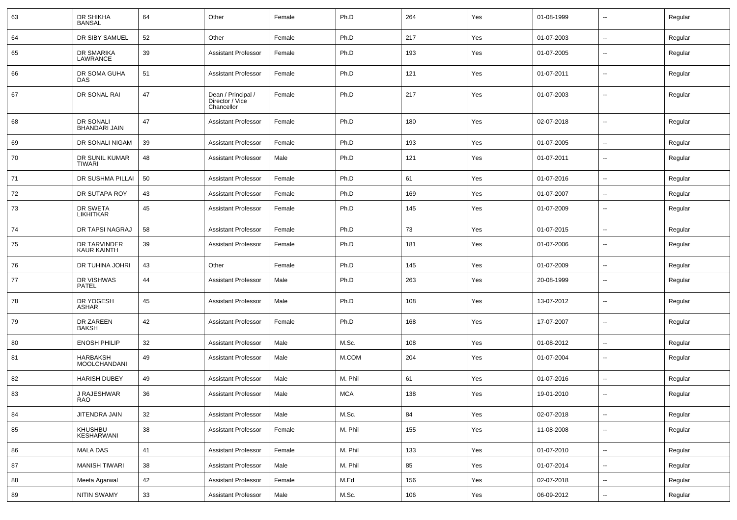| 63 | DR SHIKHA BANSAL | 64 | Other | Female | Ph.D | 264 | Yes | 01-08-1999 | -- | Regular |
|---|---|---|---|---|---|---|---|---|---|---|
| 64 | DR SIBY SAMUEL | 52 | Other | Female | Ph.D | 217 | Yes | 01-07-2003 | -- | Regular |
| 65 | DR SMARIKA LAWRANCE | 39 | Assistant Professor | Female | Ph.D | 193 | Yes | 01-07-2005 | -- | Regular |
| 66 | DR SOMA GUHA DAS | 51 | Assistant Professor | Female | Ph.D | 121 | Yes | 01-07-2011 | -- | Regular |
| 67 | DR SONAL RAI | 47 | Dean / Principal / Director / Vice Chancellor | Female | Ph.D | 217 | Yes | 01-07-2003 | -- | Regular |
| 68 | DR SONALI BHANDARI JAIN | 47 | Assistant Professor | Female | Ph.D | 180 | Yes | 02-07-2018 | -- | Regular |
| 69 | DR SONALI NIGAM | 39 | Assistant Professor | Female | Ph.D | 193 | Yes | 01-07-2005 | -- | Regular |
| 70 | DR SUNIL KUMAR TIWARI | 48 | Assistant Professor | Male | Ph.D | 121 | Yes | 01-07-2011 | -- | Regular |
| 71 | DR SUSHMA PILLAI | 50 | Assistant Professor | Female | Ph.D | 61 | Yes | 01-07-2016 | -- | Regular |
| 72 | DR SUTAPA ROY | 43 | Assistant Professor | Female | Ph.D | 169 | Yes | 01-07-2007 | -- | Regular |
| 73 | DR SWETA LIKHITKAR | 45 | Assistant Professor | Female | Ph.D | 145 | Yes | 01-07-2009 | -- | Regular |
| 74 | DR TAPSI NAGRAJ | 58 | Assistant Professor | Female | Ph.D | 73 | Yes | 01-07-2015 | -- | Regular |
| 75 | DR TARVINDER KAUR KAINTH | 39 | Assistant Professor | Female | Ph.D | 181 | Yes | 01-07-2006 | -- | Regular |
| 76 | DR TUHINA JOHRI | 43 | Other | Female | Ph.D | 145 | Yes | 01-07-2009 | -- | Regular |
| 77 | DR VISHWAS PATEL | 44 | Assistant Professor | Male | Ph.D | 263 | Yes | 20-08-1999 | -- | Regular |
| 78 | DR YOGESH ASHAR | 45 | Assistant Professor | Male | Ph.D | 108 | Yes | 13-07-2012 | -- | Regular |
| 79 | DR ZAREEN BAKSH | 42 | Assistant Professor | Female | Ph.D | 168 | Yes | 17-07-2007 | -- | Regular |
| 80 | ENOSH PHILIP | 32 | Assistant Professor | Male | M.Sc. | 108 | Yes | 01-08-2012 | -- | Regular |
| 81 | HARBAKSH MOOLCHANDANI | 49 | Assistant Professor | Male | M.COM | 204 | Yes | 01-07-2004 | -- | Regular |
| 82 | HARISH DUBEY | 49 | Assistant Professor | Male | M. Phil | 61 | Yes | 01-07-2016 | -- | Regular |
| 83 | J RAJESHWAR RAO | 36 | Assistant Professor | Male | MCA | 138 | Yes | 19-01-2010 | -- | Regular |
| 84 | JITENDRA JAIN | 32 | Assistant Professor | Male | M.Sc. | 84 | Yes | 02-07-2018 | -- | Regular |
| 85 | KHUSHBU KESHARWANI | 38 | Assistant Professor | Female | M. Phil | 155 | Yes | 11-08-2008 | -- | Regular |
| 86 | MALA DAS | 41 | Assistant Professor | Female | M. Phil | 133 | Yes | 01-07-2010 | -- | Regular |
| 87 | MANISH TIWARI | 38 | Assistant Professor | Male | M. Phil | 85 | Yes | 01-07-2014 | -- | Regular |
| 88 | Meeta Agarwal | 42 | Assistant Professor | Female | M.Ed | 156 | Yes | 02-07-2018 | -- | Regular |
| 89 | NITIN SWAMY | 33 | Assistant Professor | Male | M.Sc. | 106 | Yes | 06-09-2012 | -- | Regular |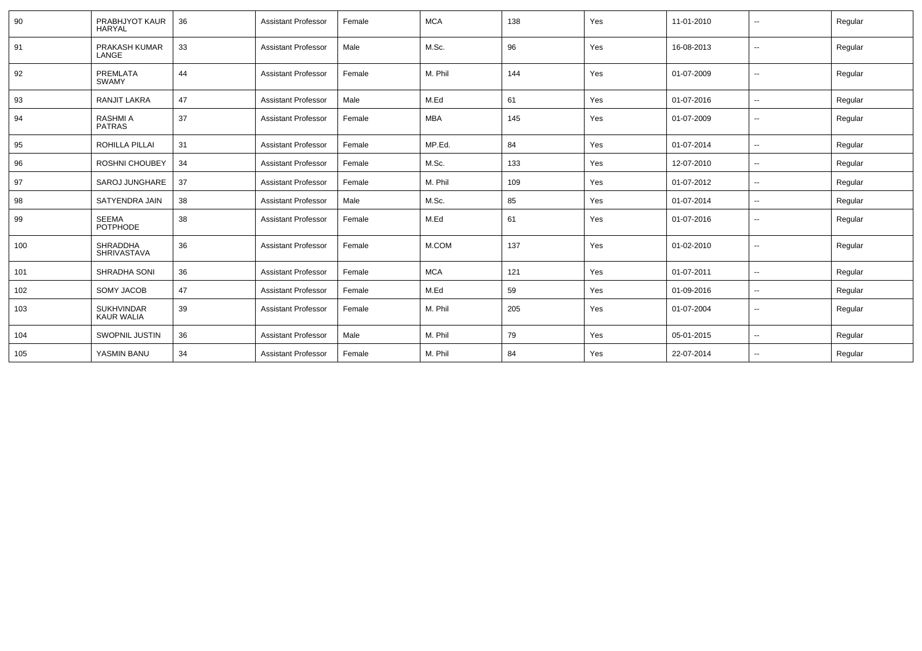| | | | | | | | | | | |
|---|---|---|---|---|---|---|---|---|---|---|
| 90 | PRABHJYOT KAUR HARYAL | 36 | Assistant Professor | Female | MCA | 138 | Yes | 11-01-2010 | -- | Regular |
| 91 | PRAKASH KUMAR LANGE | 33 | Assistant Professor | Male | M.Sc. | 96 | Yes | 16-08-2013 | -- | Regular |
| 92 | PREMLATA SWAMY | 44 | Assistant Professor | Female | M. Phil | 144 | Yes | 01-07-2009 | -- | Regular |
| 93 | RANJIT LAKRA | 47 | Assistant Professor | Male | M.Ed | 61 | Yes | 01-07-2016 | -- | Regular |
| 94 | RASHMI A PATRAS | 37 | Assistant Professor | Female | MBA | 145 | Yes | 01-07-2009 | -- | Regular |
| 95 | ROHILLA PILLAI | 31 | Assistant Professor | Female | MP.Ed. | 84 | Yes | 01-07-2014 | -- | Regular |
| 96 | ROSHNI CHOUBEY | 34 | Assistant Professor | Female | M.Sc. | 133 | Yes | 12-07-2010 | -- | Regular |
| 97 | SAROJ JUNGHARE | 37 | Assistant Professor | Female | M. Phil | 109 | Yes | 01-07-2012 | -- | Regular |
| 98 | SATYENDRA JAIN | 38 | Assistant Professor | Male | M.Sc. | 85 | Yes | 01-07-2014 | -- | Regular |
| 99 | SEEMA POTPHODE | 38 | Assistant Professor | Female | M.Ed | 61 | Yes | 01-07-2016 | -- | Regular |
| 100 | SHRADDHA SHRIVASTAVA | 36 | Assistant Professor | Female | M.COM | 137 | Yes | 01-02-2010 | -- | Regular |
| 101 | SHRADHA SONI | 36 | Assistant Professor | Female | MCA | 121 | Yes | 01-07-2011 | -- | Regular |
| 102 | SOMY JACOB | 47 | Assistant Professor | Female | M.Ed | 59 | Yes | 01-09-2016 | -- | Regular |
| 103 | SUKHVINDAR KAUR WALIA | 39 | Assistant Professor | Female | M. Phil | 205 | Yes | 01-07-2004 | -- | Regular |
| 104 | SWOPNIL JUSTIN | 36 | Assistant Professor | Male | M. Phil | 79 | Yes | 05-01-2015 | -- | Regular |
| 105 | YASMIN BANU | 34 | Assistant Professor | Female | M. Phil | 84 | Yes | 22-07-2014 | -- | Regular |